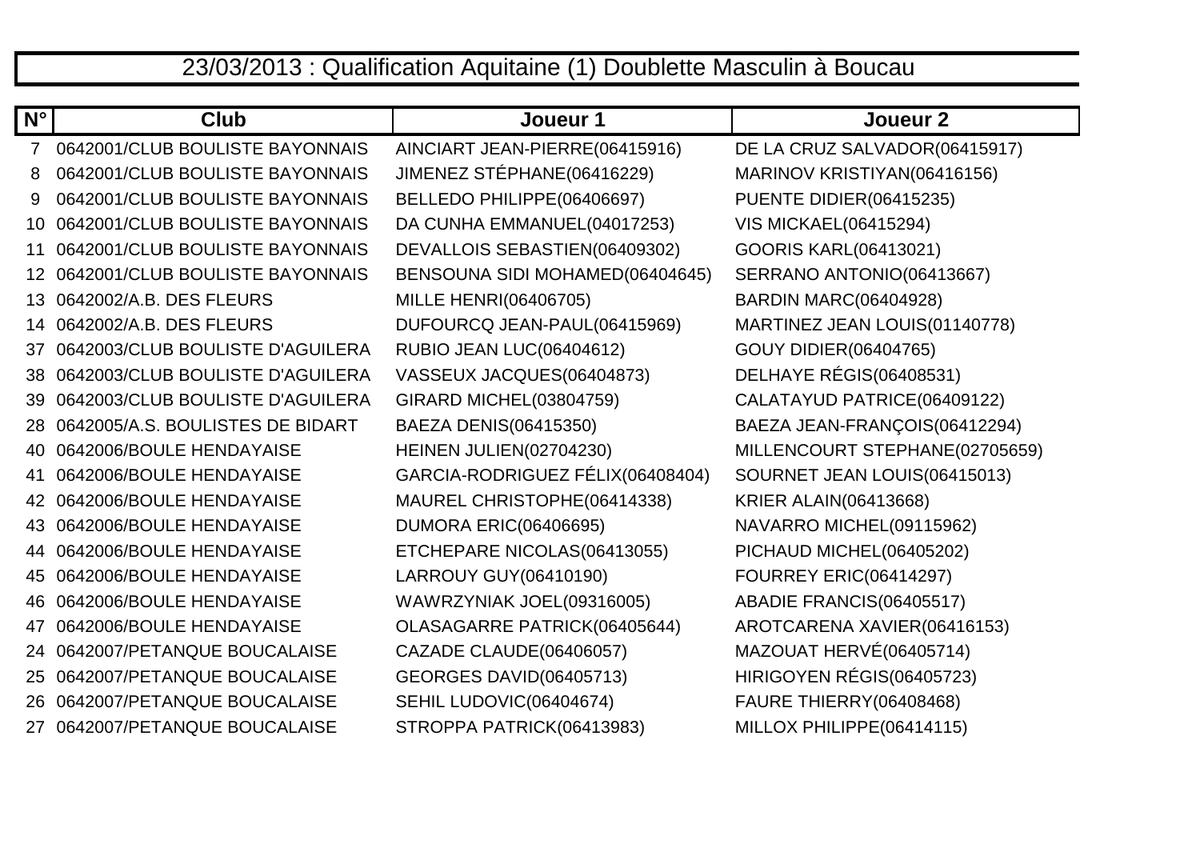# 23/03/2013 : Qualification Aquitaine (1) Doublette Masculin à Boucau

| N° | Club | Joueur 1 | Joueur 2 |
|---|---|---|---|
| 7 | 0642001/CLUB BOULISTE BAYONNAIS | AINCIART JEAN-PIERRE(06415916) | DE LA CRUZ SALVADOR(06415917) |
| 8 | 0642001/CLUB BOULISTE BAYONNAIS | JIMENEZ STÉPHANE(06416229) | MARINOV KRISTIYAN(06416156) |
| 9 | 0642001/CLUB BOULISTE BAYONNAIS | BELLEDO PHILIPPE(06406697) | PUENTE DIDIER(06415235) |
| 10 | 0642001/CLUB BOULISTE BAYONNAIS | DA CUNHA EMMANUEL(04017253) | VIS MICKAEL(06415294) |
| 11 | 0642001/CLUB BOULISTE BAYONNAIS | DEVALLOIS SEBASTIEN(06409302) | GOORIS KARL(06413021) |
| 12 | 0642001/CLUB BOULISTE BAYONNAIS | BENSOUNA SIDI MOHAMED(06404645) | SERRANO ANTONIO(06413667) |
| 13 | 0642002/A.B. DES FLEURS | MILLE HENRI(06406705) | BARDIN MARC(06404928) |
| 14 | 0642002/A.B. DES FLEURS | DUFOURCQ JEAN-PAUL(06415969) | MARTINEZ JEAN LOUIS(01140778) |
| 37 | 0642003/CLUB BOULISTE D'AGUILERA | RUBIO JEAN LUC(06404612) | GOUY DIDIER(06404765) |
| 38 | 0642003/CLUB BOULISTE D'AGUILERA | VASSEUX JACQUES(06404873) | DELHAYE RÉGIS(06408531) |
| 39 | 0642003/CLUB BOULISTE D'AGUILERA | GIRARD MICHEL(03804759) | CALATAYUD PATRICE(06409122) |
| 28 | 0642005/A.S. BOULISTES DE BIDART | BAEZA DENIS(06415350) | BAEZA JEAN-FRANÇOIS(06412294) |
| 40 | 0642006/BOULE HENDAYAISE | HEINEN JULIEN(02704230) | MILLENCOURT STEPHANE(02705659) |
| 41 | 0642006/BOULE HENDAYAISE | GARCIA-RODRIGUEZ FÉLIX(06408404) | SOURNET JEAN LOUIS(06415013) |
| 42 | 0642006/BOULE HENDAYAISE | MAUREL CHRISTOPHE(06414338) | KRIER ALAIN(06413668) |
| 43 | 0642006/BOULE HENDAYAISE | DUMORA ERIC(06406695) | NAVARRO MICHEL(09115962) |
| 44 | 0642006/BOULE HENDAYAISE | ETCHEPARE NICOLAS(06413055) | PICHAUD MICHEL(06405202) |
| 45 | 0642006/BOULE HENDAYAISE | LARROUY GUY(06410190) | FOURREY ERIC(06414297) |
| 46 | 0642006/BOULE HENDAYAISE | WAWRZYNIAK JOEL(09316005) | ABADIE FRANCIS(06405517) |
| 47 | 0642006/BOULE HENDAYAISE | OLASAGARRE PATRICK(06405644) | AROTCARENA XAVIER(06416153) |
| 24 | 0642007/PETANQUE BOUCALAISE | CAZADE CLAUDE(06406057) | MAZOUAT HERVÉ(06405714) |
| 25 | 0642007/PETANQUE BOUCALAISE | GEORGES DAVID(06405713) | HIRIGOYEN RÉGIS(06405723) |
| 26 | 0642007/PETANQUE BOUCALAISE | SEHIL LUDOVIC(06404674) | FAURE THIERRY(06408468) |
| 27 | 0642007/PETANQUE BOUCALAISE | STROPPA PATRICK(06413983) | MILLOX PHILIPPE(06414115) |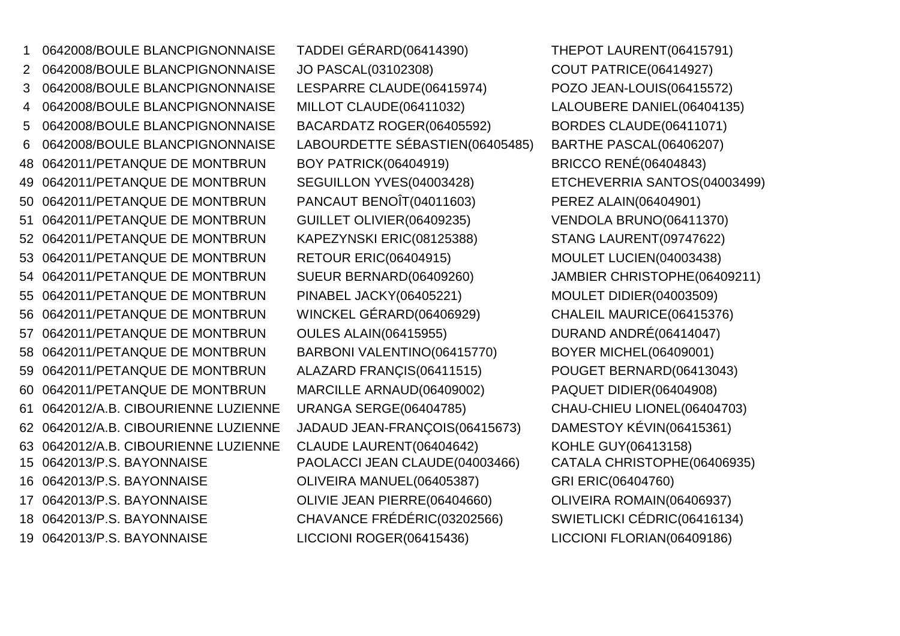| | | | |
|---|---|---|---|
| 1 | 0642008/BOULE BLANCPIGNONNAISE | TADDEI GÉRARD(06414390) | THEPOT LAURENT(06415791) |
| 2 | 0642008/BOULE BLANCPIGNONNAISE | JO PASCAL(03102308) | COUT PATRICE(06414927) |
| 3 | 0642008/BOULE BLANCPIGNONNAISE | LESPARRE CLAUDE(06415974) | POZO JEAN-LOUIS(06415572) |
| 4 | 0642008/BOULE BLANCPIGNONNAISE | MILLOT CLAUDE(06411032) | LALOUBERE DANIEL(06404135) |
| 5 | 0642008/BOULE BLANCPIGNONNAISE | BACARDATZ ROGER(06405592) | BORDES CLAUDE(06411071) |
| 6 | 0642008/BOULE BLANCPIGNONNAISE | LABOURDETTE SÉBASTIEN(06405485) | BARTHE PASCAL(06406207) |
| 48 | 0642011/PETANQUE DE MONTBRUN | BOY PATRICK(06404919) | BRICCO RENÉ(06404843) |
| 49 | 0642011/PETANQUE DE MONTBRUN | SEGUILLON YVES(04003428) | ETCHEVERRIA SANTOS(04003499) |
| 50 | 0642011/PETANQUE DE MONTBRUN | PANCAUT BENOÎT(04011603) | PEREZ ALAIN(06404901) |
| 51 | 0642011/PETANQUE DE MONTBRUN | GUILLET OLIVIER(06409235) | VENDOLA BRUNO(06411370) |
| 52 | 0642011/PETANQUE DE MONTBRUN | KAPEZYNSKI ERIC(08125388) | STANG LAURENT(09747622) |
| 53 | 0642011/PETANQUE DE MONTBRUN | RETOUR ERIC(06404915) | MOULET LUCIEN(04003438) |
| 54 | 0642011/PETANQUE DE MONTBRUN | SUEUR BERNARD(06409260) | JAMBIER CHRISTOPHE(06409211) |
| 55 | 0642011/PETANQUE DE MONTBRUN | PINABEL JACKY(06405221) | MOULET DIDIER(04003509) |
| 56 | 0642011/PETANQUE DE MONTBRUN | WINCKEL GÉRARD(06406929) | CHALEIL MAURICE(06415376) |
| 57 | 0642011/PETANQUE DE MONTBRUN | OULES ALAIN(06415955) | DURAND ANDRÉ(06414047) |
| 58 | 0642011/PETANQUE DE MONTBRUN | BARBONI VALENTINO(06415770) | BOYER MICHEL(06409001) |
| 59 | 0642011/PETANQUE DE MONTBRUN | ALAZARD FRANÇIS(06411515) | POUGET BERNARD(06413043) |
| 60 | 0642011/PETANQUE DE MONTBRUN | MARCILLE ARNAUD(06409002) | PAQUET DIDIER(06404908) |
| 61 | 0642012/A.B. CIBOURIENNE LUZIENNE | URANGA SERGE(06404785) | CHAU-CHIEU LIONEL(06404703) |
| 62 | 0642012/A.B. CIBOURIENNE LUZIENNE | JADAUD JEAN-FRANÇOIS(06415673) | DAMESTOY KÉVIN(06415361) |
| 63 | 0642012/A.B. CIBOURIENNE LUZIENNE | CLAUDE LAURENT(06404642) | KOHLE GUY(06413158) |
| 15 | 0642013/P.S. BAYONNAISE | PAOLACCI JEAN CLAUDE(04003466) | CATALA CHRISTOPHE(06406935) |
| 16 | 0642013/P.S. BAYONNAISE | OLIVEIRA MANUEL(06405387) | GRI ERIC(06404760) |
| 17 | 0642013/P.S. BAYONNAISE | OLIVIE JEAN PIERRE(06404660) | OLIVEIRA ROMAIN(06406937) |
| 18 | 0642013/P.S. BAYONNAISE | CHAVANCE FRÉDÉRIC(03202566) | SWIETLICKI CÉDRIC(06416134) |
| 19 | 0642013/P.S. BAYONNAISE | LICCIONI ROGER(06415436) | LICCIONI FLORIAN(06409186) |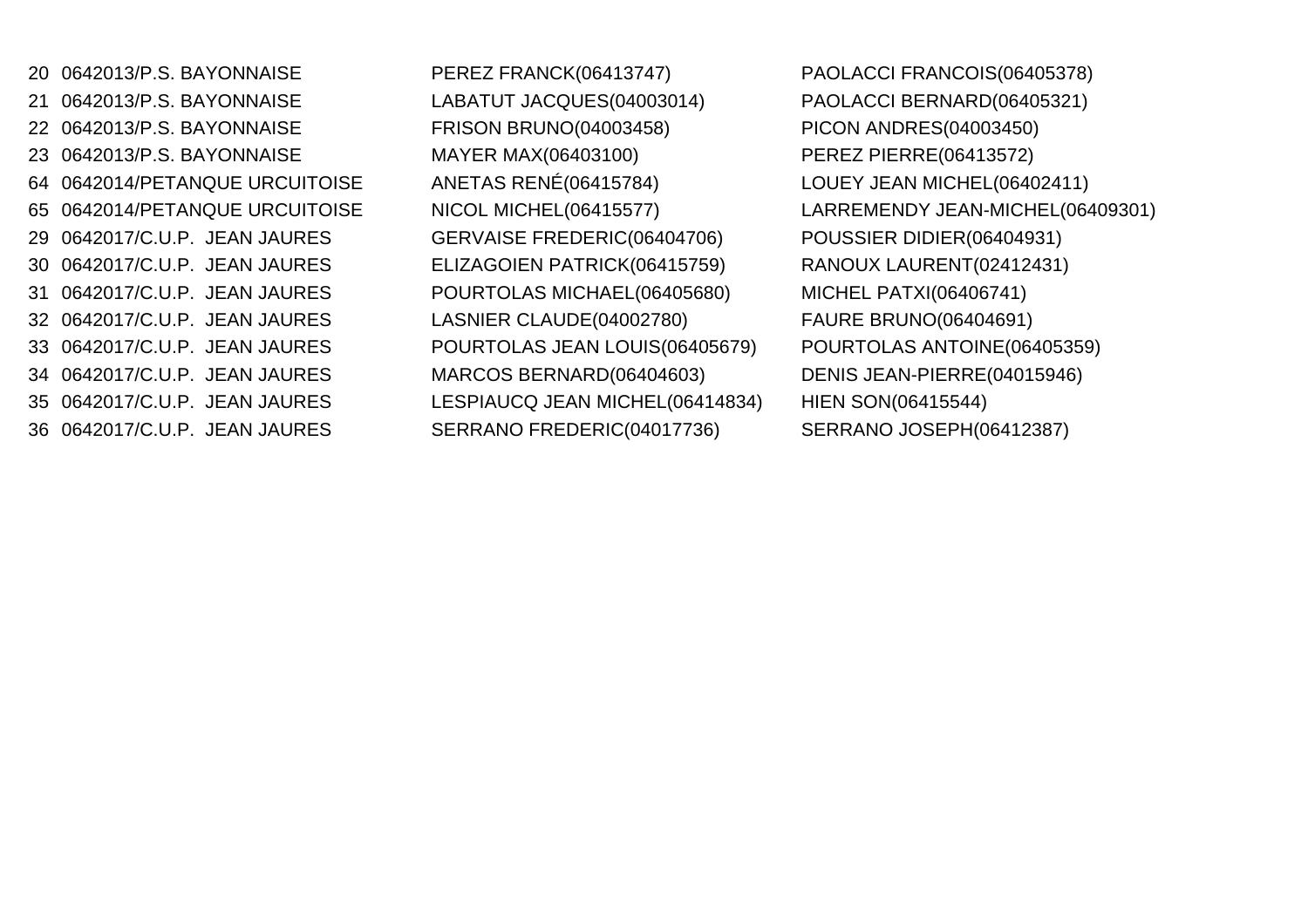| | | | |
|---|---|---|---|
| 20 | 0642013/P.S. BAYONNAISE | PEREZ FRANCK(06413747) | PAOLACCI FRANCOIS(06405378) |
| 21 | 0642013/P.S. BAYONNAISE | LABATUT JACQUES(04003014) | PAOLACCI BERNARD(06405321) |
| 22 | 0642013/P.S. BAYONNAISE | FRISON BRUNO(04003458) | PICON ANDRES(04003450) |
| 23 | 0642013/P.S. BAYONNAISE | MAYER MAX(06403100) | PEREZ PIERRE(06413572) |
| 64 | 0642014/PETANQUE URCUITOISE | ANETAS RENÉ(06415784) | LOUEY JEAN MICHEL(06402411) |
| 65 | 0642014/PETANQUE URCUITOISE | NICOL MICHEL(06415577) | LARREMENDY JEAN-MICHEL(06409301) |
| 29 | 0642017/C.U.P. JEAN JAURES | GERVAISE FREDERIC(06404706) | POUSSIER DIDIER(06404931) |
| 30 | 0642017/C.U.P. JEAN JAURES | ELIZAGOIEN PATRICK(06415759) | RANOUX LAURENT(02412431) |
| 31 | 0642017/C.U.P. JEAN JAURES | POURTOLAS MICHAEL(06405680) | MICHEL PATXI(06406741) |
| 32 | 0642017/C.U.P. JEAN JAURES | LASNIER CLAUDE(04002780) | FAURE BRUNO(06404691) |
| 33 | 0642017/C.U.P. JEAN JAURES | POURTOLAS JEAN LOUIS(06405679) | POURTOLAS ANTOINE(06405359) |
| 34 | 0642017/C.U.P. JEAN JAURES | MARCOS BERNARD(06404603) | DENIS JEAN-PIERRE(04015946) |
| 35 | 0642017/C.U.P. JEAN JAURES | LESPIAUCQ JEAN MICHEL(06414834) | HIEN SON(06415544) |
| 36 | 0642017/C.U.P. JEAN JAURES | SERRANO FREDERIC(04017736) | SERRANO JOSEPH(06412387) |